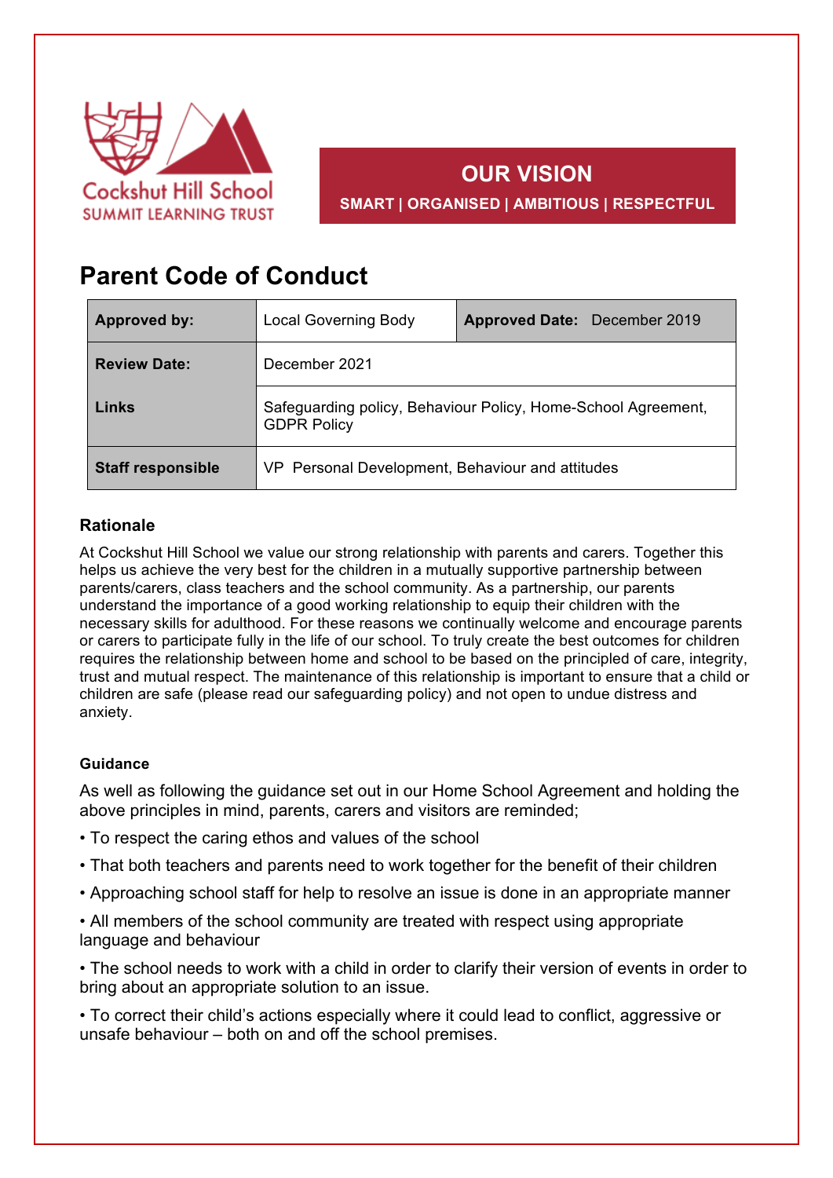Cockshut Hill School
SUMMIT LEARNING TRUST

**OUR VISION**

**SMART | ORGANISED | AMBITIOUS | RESPECTFUL**

# Parent Code of Conduct

| **Approved by:** | Local Governing Body | **Approved Date:** December 2019 |
|---|---|---|
| **Review Date:** | December 2021 | |
| **Links** | Safeguarding policy, Behaviour Policy, Home-School Agreement, GDPR Policy | |
| **Staff responsible** | VP Personal Development, Behaviour and attitudes | |

## Rationale

At Cockshut Hill School we value our strong relationship with parents and carers. Together this helps us achieve the very best for the children in a mutually supportive partnership between parents/carers, class teachers and the school community. As a partnership, our parents understand the importance of a good working relationship to equip their children with the necessary skills for adulthood. For these reasons we continually welcome and encourage parents or carers to participate fully in the life of our school. To truly create the best outcomes for children requires the relationship between home and school to be based on the principled of care, integrity, trust and mutual respect. The maintenance of this relationship is important to ensure that a child or children are safe (please read our safeguarding policy) and not open to undue distress and anxiety.

### Guidance

As well as following the guidance set out in our Home School Agreement and holding the above principles in mind, parents, carers and visitors are reminded;

- To respect the caring ethos and values of the school
- That both teachers and parents need to work together for the benefit of their children
- Approaching school staff for help to resolve an issue is done in an appropriate manner
- All members of the school community are treated with respect using appropriate language and behaviour
- The school needs to work with a child in order to clarify their version of events in order to bring about an appropriate solution to an issue.
- To correct their child's actions especially where it could lead to conflict, aggressive or unsafe behaviour – both on and off the school premises.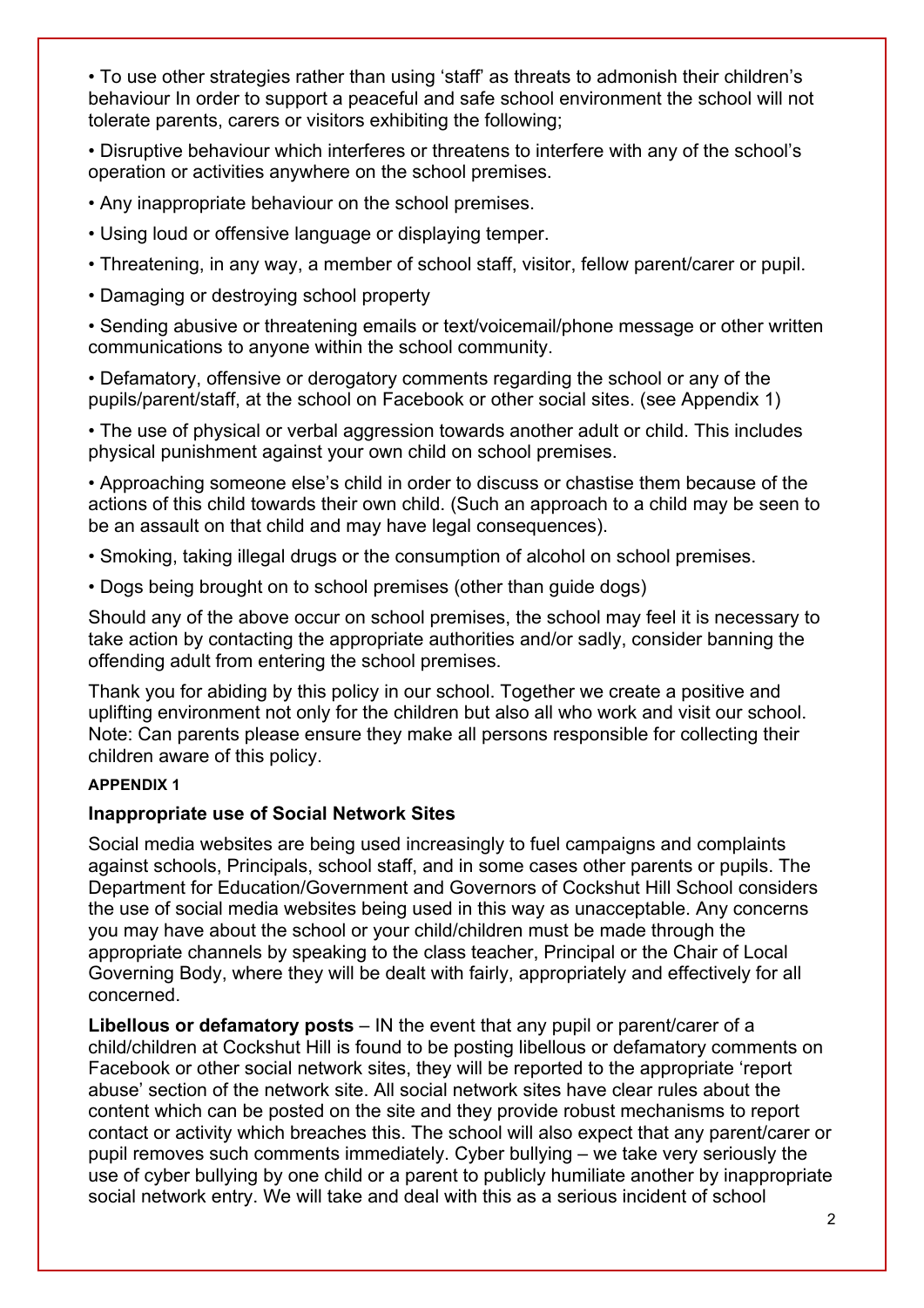- To use other strategies rather than using 'staff' as threats to admonish their children's behaviour In order to support a peaceful and safe school environment the school will not tolerate parents, carers or visitors exhibiting the following;
- Disruptive behaviour which interferes or threatens to interfere with any of the school's operation or activities anywhere on the school premises.
- Any inappropriate behaviour on the school premises.
- Using loud or offensive language or displaying temper.
- Threatening, in any way, a member of school staff, visitor, fellow parent/carer or pupil.
- Damaging or destroying school property
- Sending abusive or threatening emails or text/voicemail/phone message or other written communications to anyone within the school community.
- Defamatory, offensive or derogatory comments regarding the school or any of the pupils/parent/staff, at the school on Facebook or other social sites. (see Appendix 1)
- The use of physical or verbal aggression towards another adult or child. This includes physical punishment against your own child on school premises.
- Approaching someone else's child in order to discuss or chastise them because of the actions of this child towards their own child. (Such an approach to a child may be seen to be an assault on that child and may have legal consequences).
- Smoking, taking illegal drugs or the consumption of alcohol on school premises.
- Dogs being brought on to school premises (other than guide dogs)

Should any of the above occur on school premises, the school may feel it is necessary to take action by contacting the appropriate authorities and/or sadly, consider banning the offending adult from entering the school premises.

Thank you for abiding by this policy in our school. Together we create a positive and uplifting environment not only for the children but also all who work and visit our school. Note: Can parents please ensure they make all persons responsible for collecting their children aware of this policy.

**APPENDIX 1**

### Inappropriate use of Social Network Sites

Social media websites are being used increasingly to fuel campaigns and complaints against schools, Principals, school staff, and in some cases other parents or pupils. The Department for Education/Government and Governors of Cockshut Hill School considers the use of social media websites being used in this way as unacceptable. Any concerns you may have about the school or your child/children must be made through the appropriate channels by speaking to the class teacher, Principal or the Chair of Local Governing Body, where they will be dealt with fairly, appropriately and effectively for all concerned.

**Libellous or defamatory posts** – IN the event that any pupil or parent/carer of a child/children at Cockshut Hill is found to be posting libellous or defamatory comments on Facebook or other social network sites, they will be reported to the appropriate 'report abuse' section of the network site. All social network sites have clear rules about the content which can be posted on the site and they provide robust mechanisms to report contact or activity which breaches this. The school will also expect that any parent/carer or pupil removes such comments immediately. Cyber bullying – we take very seriously the use of cyber bullying by one child or a parent to publicly humiliate another by inappropriate social network entry. We will take and deal with this as a serious incident of school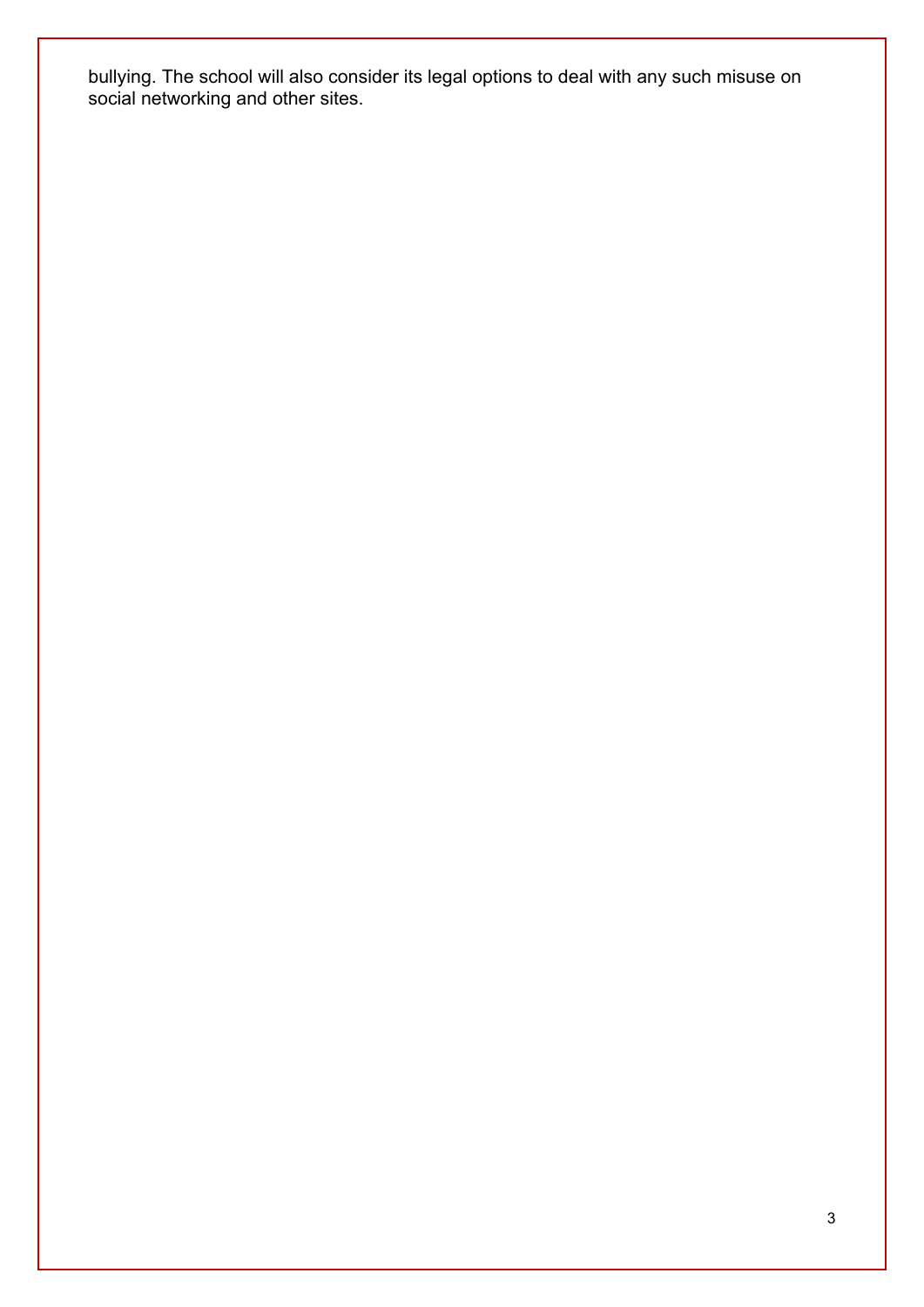bullying. The school will also consider its legal options to deal with any such misuse on social networking and other sites.